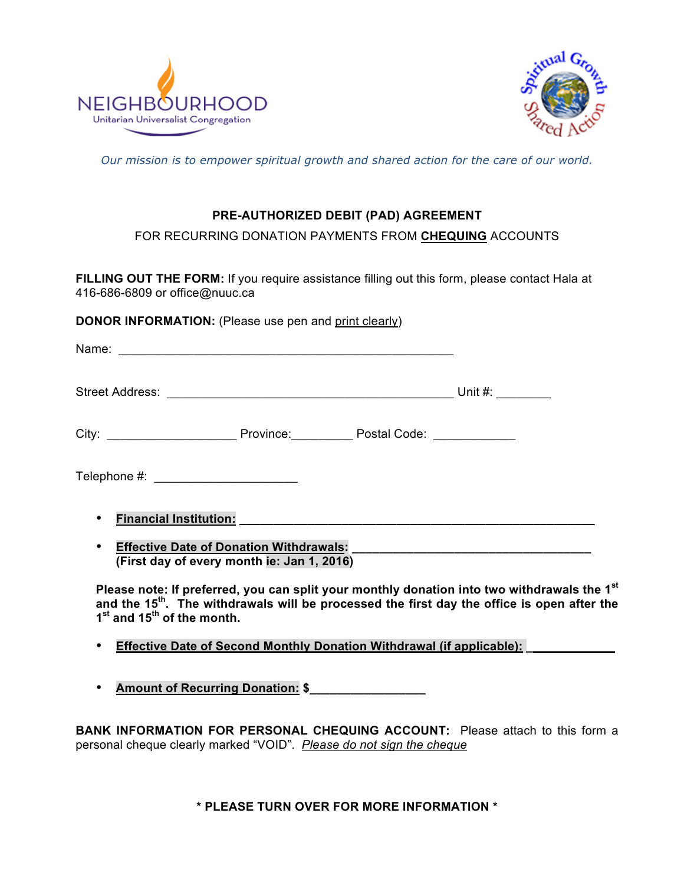NEIGHBOURHOOD
Unitarian Universalist Congregation

*Our mission is to empower spiritual growth and shared action for the care of our world.*

**PRE-AUTHORIZED DEBIT (PAD) AGREEMENT**

FOR RECURRING DONATION PAYMENTS FROM **CHEQUING** ACCOUNTS

**FILLING OUT THE FORM:** If you require assistance filling out this form, please contact Hala at 416-686-6809 or office@nuuc.ca

**DONOR INFORMATION:** (Please use pen and print clearly)

Name: ____________________________________________________

Street Address: ____________________________________________ Unit #: ________

City: ___________________ Province:_________ Postal Code: ____________

Telephone #: _____________________

- **Financial Institution:** ______________________________________________________
- **Effective Date of Donation Withdrawals:** ____________________________________
  **(First day of every month ie: Jan 1, 2016)**

**Please note: If preferred, you can split your monthly donation into two withdrawals the 1st and the 15th. The withdrawals will be processed the first day the office is open after the 1st and 15th of the month.**

- **Effective Date of Second Monthly Donation Withdrawal (if applicable):** ____________
- **Amount of Recurring Donation: $**_________________

**BANK INFORMATION FOR PERSONAL CHEQUING ACCOUNT:** Please attach to this form a personal cheque clearly marked "VOID". *Please do not sign the cheque*

**\* PLEASE TURN OVER FOR MORE INFORMATION \***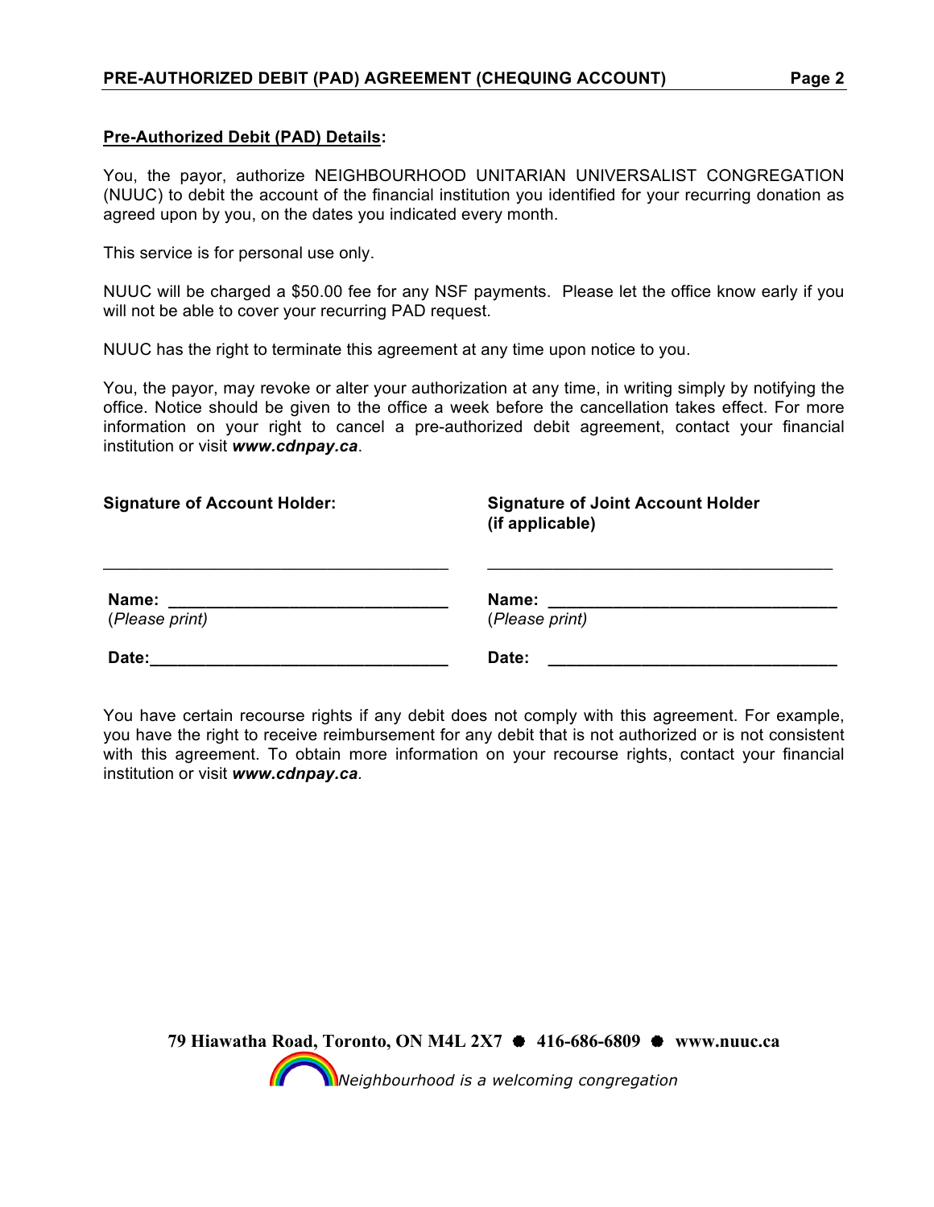**Pre-Authorized Debit (PAD) Details:**

You, the payor, authorize NEIGHBOURHOOD UNITARIAN UNIVERSALIST CONGREGATION (NUUC) to debit the account of the financial institution you identified for your recurring donation as agreed upon by you, on the dates you indicated every month.

This service is for personal use only.

NUUC will be charged a $50.00 fee for any NSF payments. Please let the office know early if you will not be able to cover your recurring PAD request.

NUUC has the right to terminate this agreement at any time upon notice to you.

You, the payor, may revoke or alter your authorization at any time, in writing simply by notifying the office. Notice should be given to the office a week before the cancellation takes effect. For more information on your right to cancel a pre-authorized debit agreement, contact your financial institution or visit ***www.cdnpay.ca***.

| **Signature of Account Holder:** | **Signature of Joint Account Holder (if applicable)** |
|---|---|
| ______________________________ | ______________________________ |
| **Name:** ______________________ (*Please print)* | **Name:** ______________________ (*Please print)* |
| **Date:** ______________________ | **Date:** ______________________ |

You have certain recourse rights if any debit does not comply with this agreement. For example, you have the right to receive reimbursement for any debit that is not authorized or is not consistent with this agreement. To obtain more information on your recourse rights, contact your financial institution or visit ***www.cdnpay.ca***.

**79 Hiawatha Road, Toronto, ON M4L 2X7 ● 416-686-6809 ● www.nuuc.ca**

*Neighbourhood is a welcoming congregation*